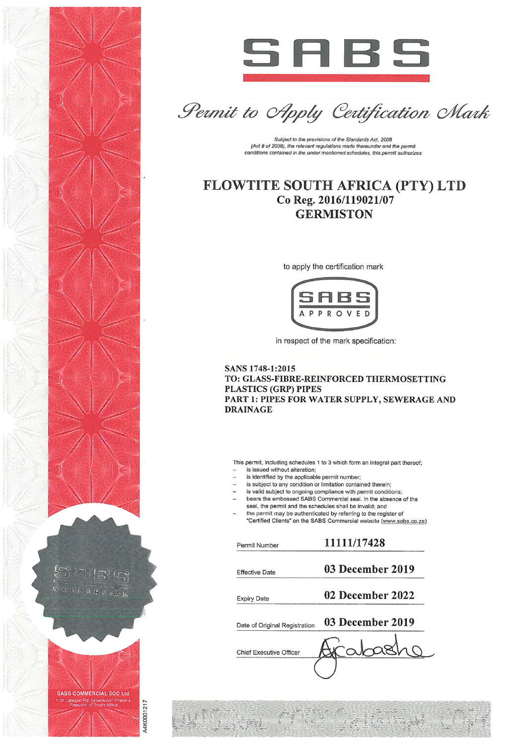# SABS

## *Permit to Apply Certification Mark*

*Subject to the provisions of the Standards Act, 2008 (Act 8 of 2008), the relevant regulations made thereunder and the permit conditions contained in the under mentioned schedules, this permit authorizes*

**FLOWTITE SOUTH AFRICA (PTY) LTD**
**Co Reg. 2016/119021/07**
**GERMISTON**

to apply the certification mark

SABS APPROVED

in respect of the mark specification:

**SANS 1748-1:2015**
**TO: GLASS-FIBRE-REINFORCED THERMOSETTING PLASTICS (GRP) PIPES**
**PART 1: PIPES FOR WATER SUPPLY, SEWERAGE AND DRAINAGE**

This permit, including schedules 1 to 3 which form an integral part thereof;

- is issued without alteration;
- is identified by the applicable permit number;
- is subject to any condition or limitation contained therein;
- is valid subject to ongoing compliance with permit conditions;
- bears the embossed SABS Commercial seal. In the absence of the seal, the permit and the schedules shall be invalid; and
- the permit may be authenticated by referring to the register of "Certified Clients" on the SABS Commercial website (www.sabs.co.za)

| | |
|---|---|
| Permit Number | **11111/17428** |
| Effective Date | **03 December 2019** |
| Expiry Date | **02 December 2022** |
| Date of Original Registration | **03 December 2019** |
| Chief Executive Officer | *(signature)* |

SABS COMMERCIAL SOC Ltd.
1 Dr Lategan Rd, Groenkloof, Pretoria, Republic of South Africa

A4K0001217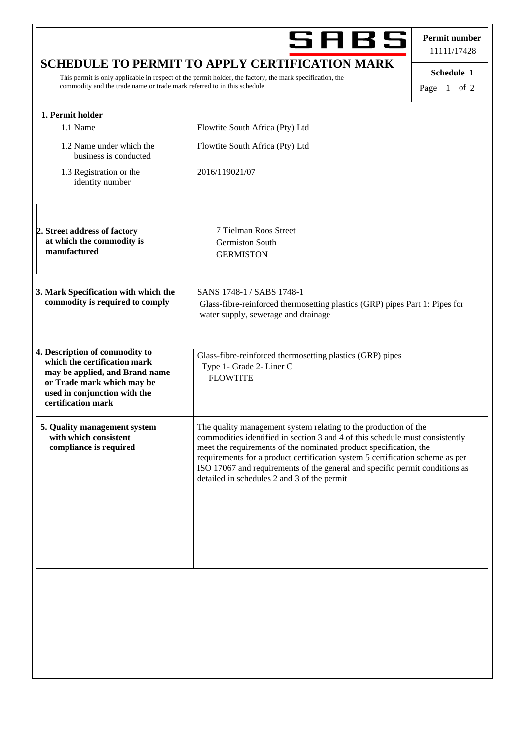SABS

**Permit number**
11111/17428

# SCHEDULE TO PERMIT TO APPLY CERTIFICATION MARK

This permit is only applicable in respect of the permit holder, the factory, the mark specification, the commodity and the trade name or trade mark referred to in this schedule

**Schedule 1**

| | |
|---|---|
| **1. Permit holder** | |
| 1.1 Name | Flowtite South Africa (Pty) Ltd |
| 1.2 Name under which the business is conducted | Flowtite South Africa (Pty) Ltd |
| 1.3 Registration or the identity number | 2016/119021/07 |
| **2. Street address of factory at which the commodity is manufactured** | 7 Tielman Roos Street<br>Germiston South<br>GERMISTON |
| **3. Mark Specification with which the commodity is required to comply** | SANS 1748-1 / SABS 1748-1<br>Glass-fibre-reinforced thermosetting plastics (GRP) pipes Part 1: Pipes for water supply, sewerage and drainage |
| **4. Description of commodity to which the certification mark may be applied, and Brand name or Trade mark which may be used in conjunction with the certification mark** | Glass-fibre-reinforced thermosetting plastics (GRP) pipes<br>Type 1- Grade 2- Liner C<br>FLOWTITE |
| **5. Quality management system with which consistent compliance is required** | The quality management system relating to the production of the commodities identified in section 3 and 4 of this schedule must consistently meet the requirements of the nominated product specification, the requirements for a product certification system 5 certification scheme as per ISO 17067 and requirements of the general and specific permit conditions as detailed in schedules 2 and 3 of the permit |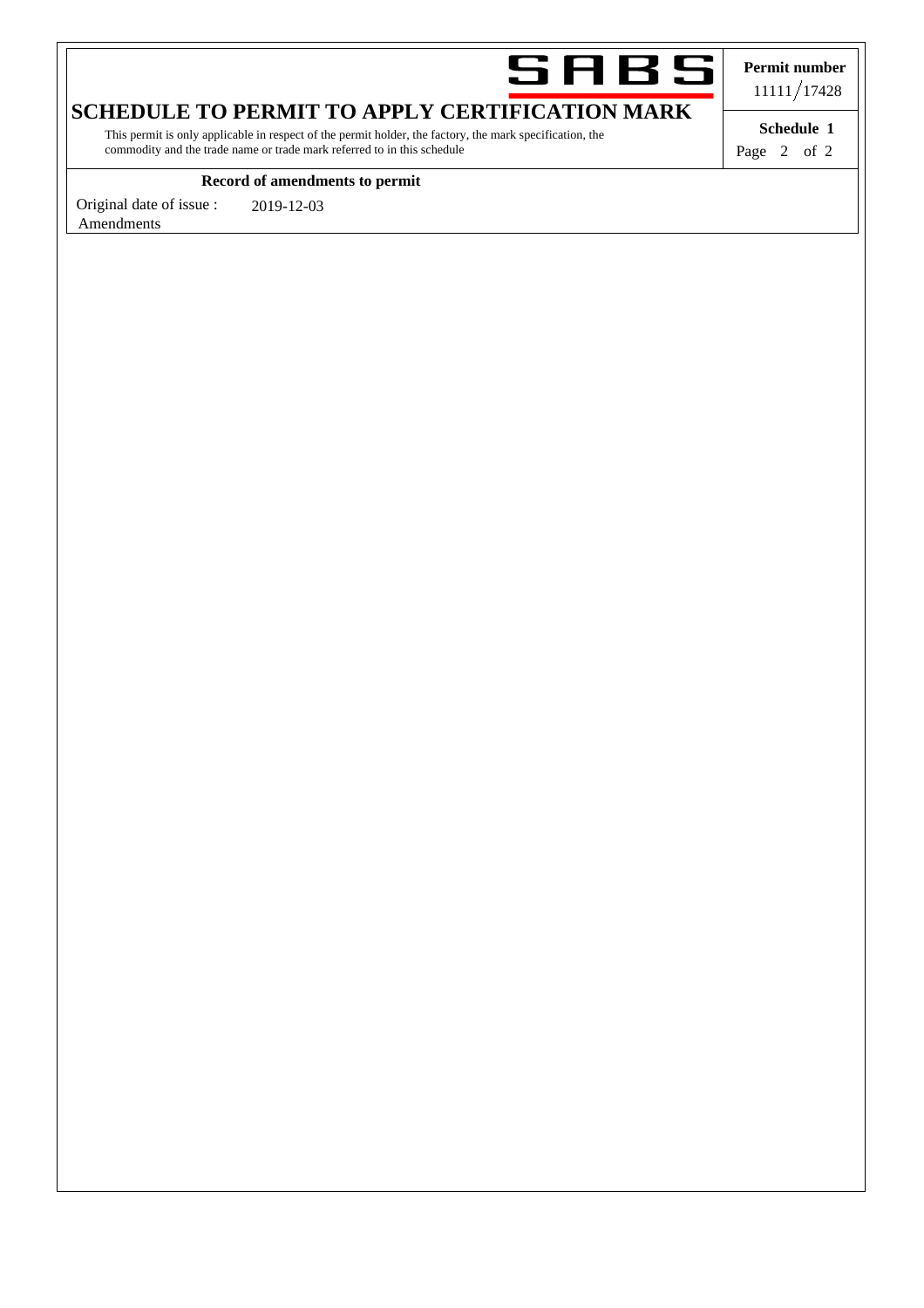SABS

# SCHEDULE TO PERMIT TO APPLY CERTIFICATION MARK

This permit is only applicable in respect of the permit holder, the factory, the mark specification, the commodity and the trade name or trade mark referred to in this schedule

**Permit number**
11111/17428

**Schedule 1**

**Record of amendments to permit**

Original date of issue : 2019-12-03

Amendments